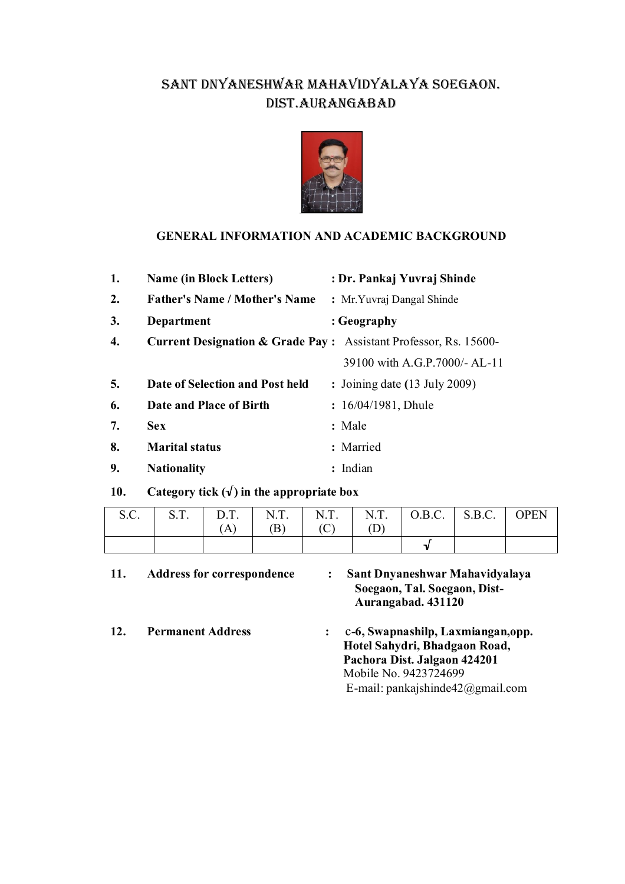# SANT DNYANESHWAR MAHAVIDYALAYA SOEGAON. DIST.AURANGABAD

## GENERAL INFORMATION AND ACADEMIC BACKGROUND

1. **Name (in Block Letters)** : **Dr. Pankaj Yuvraj Shinde**
2. **Father's Name / Mother's Name** : Mr.Yuvraj Dangal Shinde
3. **Department** : **Geography**
4. **Current Designation & Grade Pay** : Assistant Professor, Rs. 15600-39100 with A.G.P.7000/- AL-11
5. **Date of Selection and Post held** : Joining date **(**13 July 2009)
6. **Date and Place of Birth** : 16/04/1981, Dhule
7. **Sex** : Male
8. **Marital status** : Married
9. **Nationality** : Indian
10. **Category tick (√) in the appropriate box**

| S.C. | S.T. | D.T. (A) | N.T. (B) | N.T. (C) | N.T. (D) | O.B.C. | S.B.C. | OPEN |
|---|---|---|---|---|---|---|---|---|
| | | | | | | √ | | |

11. **Address for correspondence** : **Sant Dnyaneshwar Mahavidyalaya Soegaon, Tal. Soegaon, Dist-Aurangabad. 431120**

12. **Permanent Address** : c**-6, Swapnashilp, Laxmiangan,opp. Hotel Sahydri, Bhadgaon Road, Pachora Dist. Jalgaon 424201**
    Mobile No. 9423724699
    E-mail: pankajshinde42@gmail.com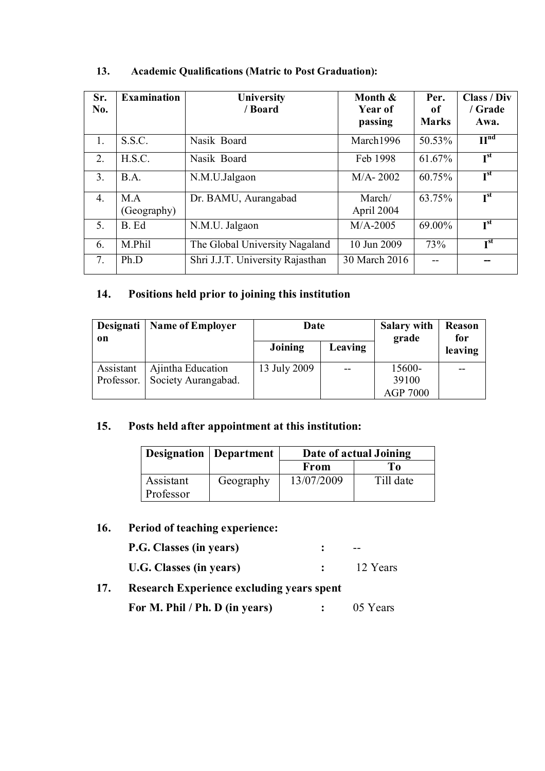### 13. Academic Qualifications (Matric to Post Graduation):

| Sr. No. | Examination | University / Board | Month & Year of passing | Per. of Marks | Class / Div / Grade Awa. |
|---|---|---|---|---|---|
| 1. | S.S.C. | Nasik Board | March1996 | 50.53% | II[nd] |
| 2. | H.S.C. | Nasik Board | Feb 1998 | 61.67% | I[st] |
| 3. | B.A. | N.M.U.Jalgaon | M/A- 2002 | 60.75% | I[st] |
| 4. | M.A (Geography) | Dr. BAMU, Aurangabad | March/ April 2004 | 63.75% | I[st] |
| 5. | B. Ed | N.M.U. Jalgaon | M/A-2005 | 69.00% | I[st] |
| 6. | M.Phil | The Global University Nagaland | 10 Jun 2009 | 73% | I[st] |
| 7. | Ph.D | Shri J.J.T. University Rajasthan | 30 March 2016 | -- | -- |

### 14. Positions held prior to joining this institution

| Designation | Name of Employer | Date | | Salary with grade | Reason for leaving |
|---|---|---|---|---|---|
| | | Joining | Leaving | | |
| Assistant Professor. | Ajintha Education Society Aurangabad. | 13 July 2009 | -- | 15600-39100 AGP 7000 | -- |

### 15. Posts held after appointment at this institution:

| Designation | Department | Date of actual Joining | |
|---|---|---|---|
| | | From | To |
| Assistant Professor | Geography | 13/07/2009 | Till date |

### 16. Period of teaching experience:

**P.G. Classes (in years)** : --

**U.G. Classes (in years)** : 12 Years

### 17. Research Experience excluding years spent

**For M. Phil / Ph. D (in years)** : 05 Years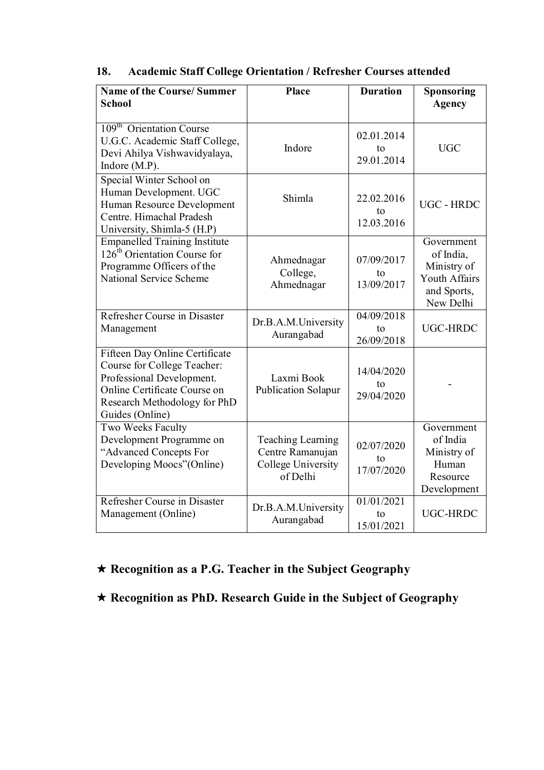## 18. Academic Staff College Orientation / Refresher Courses attended

| Name of the Course/ Summer School | Place | Duration | Sponsoring Agency |
|---|---|---|---|
| 109th Orientation Course U.G.C. Academic Staff College, Devi Ahilya Vishwavidyalaya, Indore (M.P). | Indore | 02.01.2014 to 29.01.2014 | UGC |
| Special Winter School on Human Development. UGC Human Resource Development Centre. Himachal Pradesh University, Shimla-5 (H.P) | Shimla | 22.02.2016 to 12.03.2016 | UGC - HRDC |
| Empanelled Training Institute 126th Orientation Course for Programme Officers of the National Service Scheme | Ahmednagar College, Ahmednagar | 07/09/2017 to 13/09/2017 | Government of India, Ministry of Youth Affairs and Sports, New Delhi |
| Refresher Course in Disaster Management | Dr.B.A.M.University Aurangabad | 04/09/2018 to 26/09/2018 | UGC-HRDC |
| Fifteen Day Online Certificate Course for College Teacher: Professional Development. Online Certificate Course on Research Methodology for PhD Guides (Online) | Laxmi Book Publication Solapur | 14/04/2020 to 29/04/2020 | - |
| Two Weeks Faculty Development Programme on "Advanced Concepts For Developing Moocs"(Online) | Teaching Learning Centre Ramanujan College University of Delhi | 02/07/2020 to 17/07/2020 | Government of India Ministry of Human Resource Development |
| Refresher Course in Disaster Management (Online) | Dr.B.A.M.University Aurangabad | 01/01/2021 to 15/01/2021 | UGC-HRDC |

★ **Recognition as a P.G. Teacher in the Subject Geography**

★ **Recognition as PhD. Research Guide in the Subject of Geography**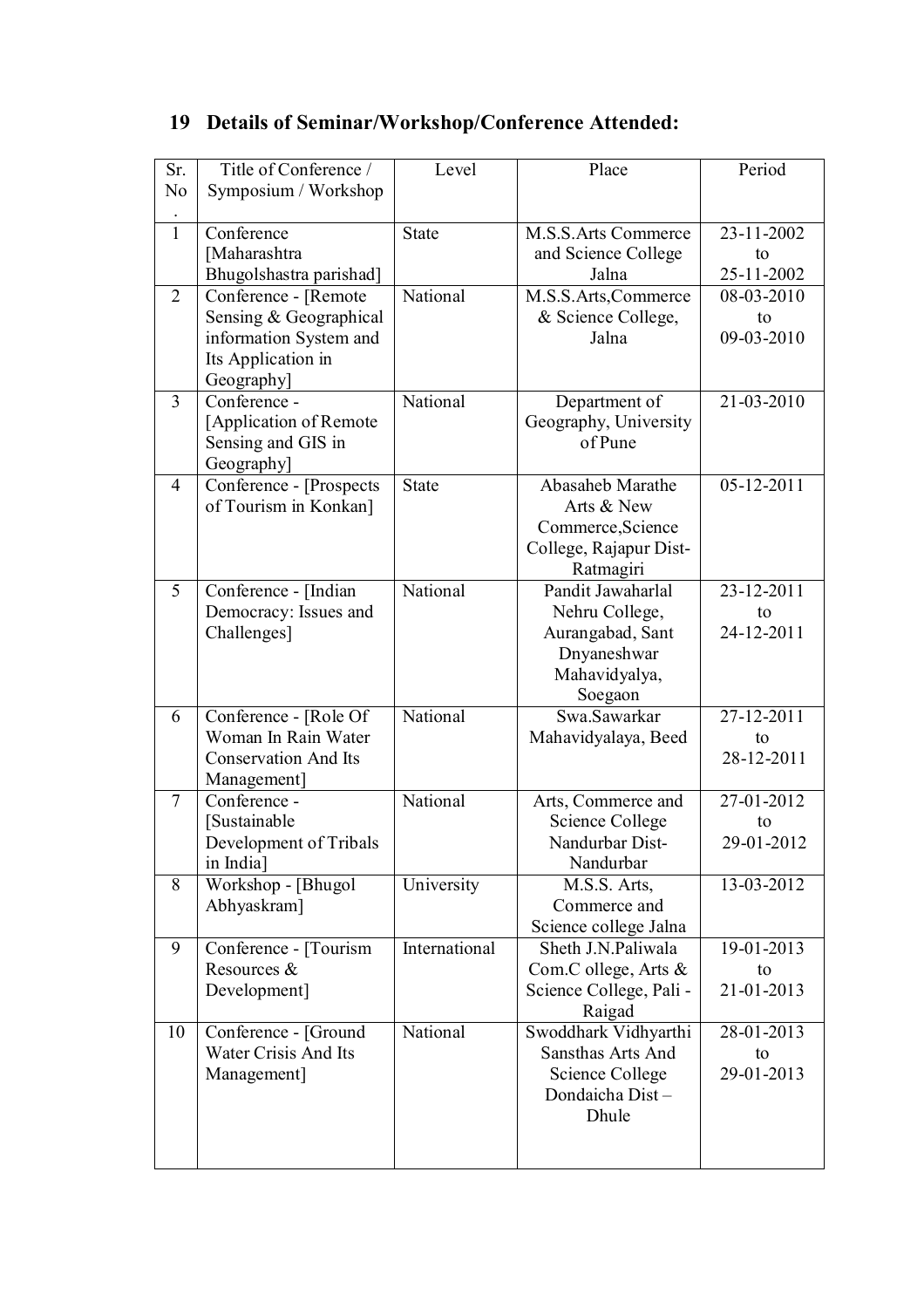## 19 Details of Seminar/Workshop/Conference Attended:

| Sr. No. | Title of Conference / Symposium / Workshop | Level | Place | Period |
|---|---|---|---|---|
| 1 | Conference [Maharashtra Bhugolshastra parishad] | State | M.S.S.Arts Commerce and Science College Jalna | 23-11-2002 to 25-11-2002 |
| 2 | Conference - [Remote Sensing & Geographical information System and Its Application in Geography] | National | M.S.S.Arts,Commerce & Science College, Jalna | 08-03-2010 to 09-03-2010 |
| 3 | Conference - [Application of Remote Sensing and GIS in Geography] | National | Department of Geography, University of Pune | 21-03-2010 |
| 4 | Conference - [Prospects of Tourism in Konkan] | State | Abasaheb Marathe Arts & New Commerce,Science College, Rajapur Dist- Ratmagiri | 05-12-2011 |
| 5 | Conference - [Indian Democracy: Issues and Challenges] | National | Pandit Jawaharlal Nehru College, Aurangabad, Sant Dnyaneshwar Mahavidyalya, Soegaon | 23-12-2011 to 24-12-2011 |
| 6 | Conference - [Role Of Woman In Rain Water Conservation And Its Management] | National | Swa.Sawarkar Mahavidyalaya, Beed | 27-12-2011 to 28-12-2011 |
| 7 | Conference - [Sustainable Development of Tribals in India] | National | Arts, Commerce and Science College Nandurbar Dist- Nandurbar | 27-01-2012 to 29-01-2012 |
| 8 | Workshop - [Bhugol Abhyaskram] | University | M.S.S. Arts, Commerce and Science college Jalna | 13-03-2012 |
| 9 | Conference - [Tourism Resources & Development] | International | Sheth J.N.Paliwala Com.C ollege, Arts & Science College, Pali - Raigad | 19-01-2013 to 21-01-2013 |
| 10 | Conference - [Ground Water Crisis And Its Management] | National | Swoddhark Vidhyarthi Sansthas Arts And Science College Dondaicha Dist – Dhule | 28-01-2013 to 29-01-2013 |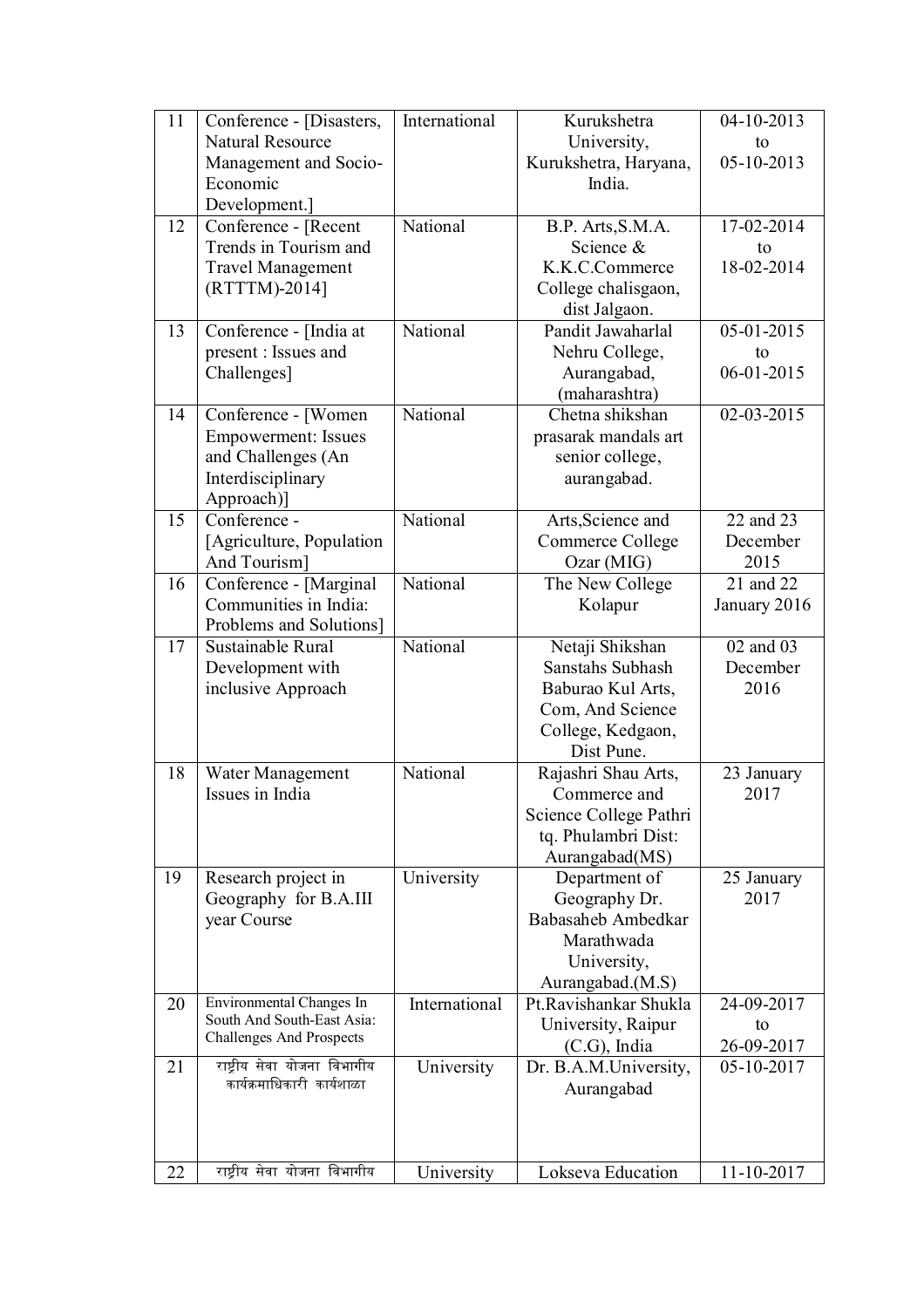| 11 | Conference - [Disasters, Natural Resource Management and Socio-Economic Development.] | International | Kurukshetra University, Kurukshetra, Haryana, India. | 04-10-2013 to 05-10-2013 |
|---|---|---|---|---|
| 12 | Conference - [Recent Trends in Tourism and Travel Management (RTTTM)-2014] | National | B.P. Arts,S.M.A. Science & K.K.C.Commerce College chalisgaon, dist Jalgaon. | 17-02-2014 to 18-02-2014 |
| 13 | Conference - [India at present : Issues and Challenges] | National | Pandit Jawaharlal Nehru College, Aurangabad, (maharashtra) | 05-01-2015 to 06-01-2015 |
| 14 | Conference - [Women Empowerment: Issues and Challenges (An Interdisciplinary Approach)] | National | Chetna shikshan prasarak mandals art senior college, aurangabad. | 02-03-2015 |
| 15 | Conference - [Agriculture, Population And Tourism] | National | Arts,Science and Commerce College Ozar (MIG) | 22 and 23 December 2015 |
| 16 | Conference - [Marginal Communities in India: Problems and Solutions] | National | The New College Kolapur | 21 and 22 January 2016 |
| 17 | Sustainable Rural Development with inclusive Approach | National | Netaji Shikshan Sanstahs Subhash Baburao Kul Arts, Com, And Science College, Kedgaon, Dist Pune. | 02 and 03 December 2016 |
| 18 | Water Management Issues in India | National | Rajashri Shau Arts, Commerce and Science College Pathri tq. Phulambri Dist: Aurangabad(MS) | 23 January 2017 |
| 19 | Research project in Geography for B.A.III year Course | University | Department of Geography Dr. Babasaheb Ambedkar Marathwada University, Aurangabad.(M.S) | 25 January 2017 |
| 20 | Environmental Changes In South And South-East Asia: Challenges And Prospects | International | Pt.Ravishankar Shukla University, Raipur (C.G), India | 24-09-2017 to 26-09-2017 |
| 21 | राष्ट्रीय सेवा योजना विभागीय कार्यक्रमाधिकारी कार्यशाळा | University | Dr. B.A.M.University, Aurangabad | 05-10-2017 |
| 22 | राष्ट्रीय सेवा योजना विभागीय | University | Lokseva Education | 11-10-2017 |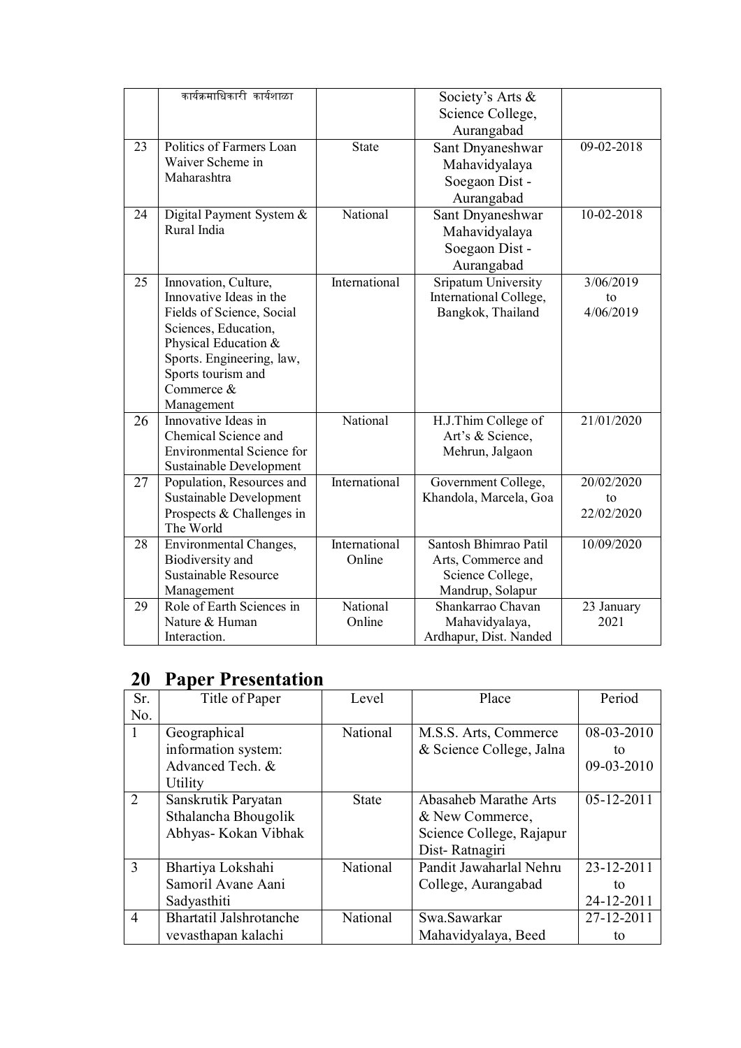|  | कार्यक्रमाधिकारी कार्यशाळा |  | Society's Arts & Science College, Aurangabad |  |
|---|---|---|---|---|
| 23 | Politics of Farmers Loan Waiver Scheme in Maharashtra | State | Sant Dnyaneshwar Mahavidyalaya Soegaon Dist - Aurangabad | 09-02-2018 |
| 24 | Digital Payment System & Rural India | National | Sant Dnyaneshwar Mahavidyalaya Soegaon Dist - Aurangabad | 10-02-2018 |
| 25 | Innovation, Culture, Innovative Ideas in the Fields of Science, Social Sciences, Education, Physical Education & Sports. Engineering, law, Sports tourism and Commerce & Management | International | Sripatum University International College, Bangkok, Thailand | 3/06/2019 to 4/06/2019 |
| 26 | Innovative Ideas in Chemical Science and Environmental Science for Sustainable Development | National | H.J.Thim College of Art's & Science, Mehrun, Jalgaon | 21/01/2020 |
| 27 | Population, Resources and Sustainable Development Prospects & Challenges in The World | International | Government College, Khandola, Marcela, Goa | 20/02/2020 to 22/02/2020 |
| 28 | Environmental Changes, Biodiversity and Sustainable Resource Management | International Online | Santosh Bhimrao Patil Arts, Commerce and Science College, Mandrup, Solapur | 10/09/2020 |
| 29 | Role of Earth Sciences in Nature & Human Interaction. | National Online | Shankarrao Chavan Mahavidyalaya, Ardhapur, Dist. Nanded | 23 January 2021 |

## 20 Paper Presentation

| Sr. No. | Title of Paper | Level | Place | Period |
|---|---|---|---|---|
| 1 | Geographical information system: Advanced Tech. & Utility | National | M.S.S. Arts, Commerce & Science College, Jalna | 08-03-2010 to 09-03-2010 |
| 2 | Sanskrutik Paryatan Sthalancha Bhougolik Abhyas- Kokan Vibhak | State | Abasaheb Marathe Arts & New Commerce, Science College, Rajapur Dist- Ratnagiri | 05-12-2011 |
| 3 | Bhartiya Lokshahi Samoril Avane Aani Sadyasthiti | National | Pandit Jawaharlal Nehru College, Aurangabad | 23-12-2011 to 24-12-2011 |
| 4 | Bhartatil Jalshrotanche vevasthapan kalachi | National | Swa.Sawarkar Mahavidyalaya, Beed | 27-12-2011 to |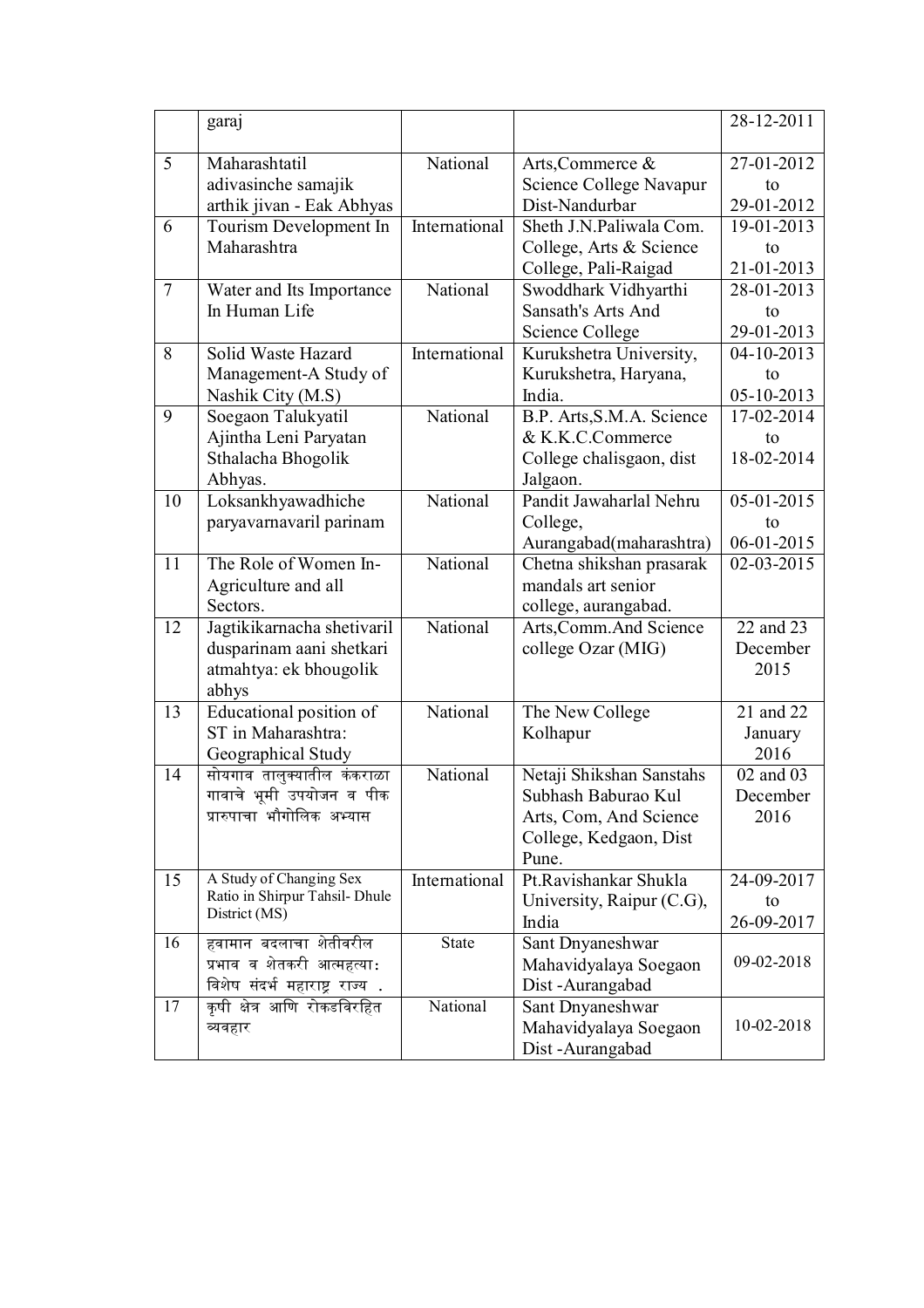|  | garaj |  |  | 28-12-2011 |
|---|---|---|---|---|
| 5 | Maharashtatil adivasinche samajik arthik jivan - Eak Abhyas | National | Arts,Commerce & Science College Navapur Dist-Nandurbar | 27-01-2012 to 29-01-2012 |
| 6 | Tourism Development In Maharashtra | International | Sheth J.N.Paliwala Com. College, Arts & Science College, Pali-Raigad | 19-01-2013 to 21-01-2013 |
| 7 | Water and Its Importance In Human Life | National | Swoddhark Vidhyarthi Sansath's Arts And Science College | 28-01-2013 to 29-01-2013 |
| 8 | Solid Waste Hazard Management-A Study of Nashik City (M.S) | International | Kurukshetra University, Kurukshetra, Haryana, India. | 04-10-2013 to 05-10-2013 |
| 9 | Soegaon Talukyatil Ajintha Leni Paryatan Sthalacha Bhogolik Abhyas. | National | B.P. Arts,S.M.A. Science & K.K.C.Commerce College chalisgaon, dist Jalgaon. | 17-02-2014 to 18-02-2014 |
| 10 | Loksankhyawadhiche paryavarnavaril parinam | National | Pandit Jawaharlal Nehru College, Aurangabad(maharashtra) | 05-01-2015 to 06-01-2015 |
| 11 | The Role of Women In-Agriculture and all Sectors. | National | Chetna shikshan prasarak mandals art senior college, aurangabad. | 02-03-2015 |
| 12 | Jagtikikarnacha shetivaril dusparinam aani shetkari atmahtya: ek bhougolik abhys | National | Arts,Comm.And Science college Ozar (MIG) | 22 and 23 December 2015 |
| 13 | Educational position of ST in Maharashtra: Geographical Study | National | The New College Kolhapur | 21 and 22 January 2016 |
| 14 | सोयगाव तालुक्यातील कंकराळा गावाचे भूमी उपयोजन व पीक प्रारुपाचा भौगोलिक अभ्यास | National | Netaji Shikshan Sanstahs Subhash Baburao Kul Arts, Com, And Science College, Kedgaon, Dist Pune. | 02 and 03 December 2016 |
| 15 | A Study of Changing Sex Ratio in Shirpur Tahsil- Dhule District (MS) | International | Pt.Ravishankar Shukla University, Raipur (C.G), India | 24-09-2017 to 26-09-2017 |
| 16 | हवामान बदलाचा शेतीवरील प्रभाव व शेतकरी आत्महत्या: विशेष संदर्भ महाराष्ट्र राज्य . | State | Sant Dnyaneshwar Mahavidyalaya Soegaon Dist -Aurangabad | 09-02-2018 |
| 17 | कृषी क्षेत्र आणि रोकडविरहित व्यवहार | National | Sant Dnyaneshwar Mahavidyalaya Soegaon Dist -Aurangabad | 10-02-2018 |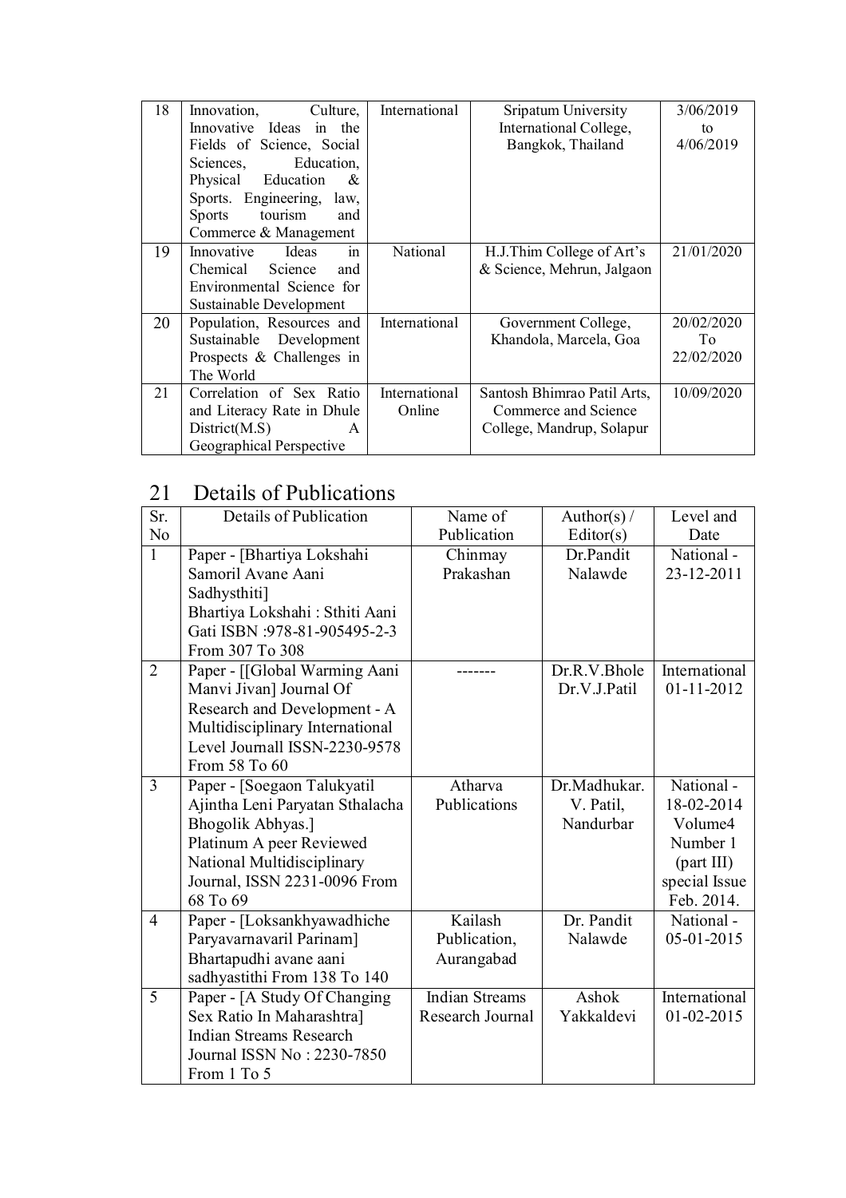| | | | | |
|---|---|---|---|---|
| 18 | Innovation, Culture, Innovative Ideas in the Fields of Science, Social Sciences, Education, Physical Education & Sports. Engineering, law, Sports tourism and Commerce & Management | International | Sripatum University International College, Bangkok, Thailand | 3/06/2019 to 4/06/2019 |
| 19 | Innovative Ideas in Chemical Science and Environmental Science for Sustainable Development | National | H.J.Thim College of Art's & Science, Mehrun, Jalgaon | 21/01/2020 |
| 20 | Population, Resources and Sustainable Development Prospects & Challenges in The World | International | Government College, Khandola, Marcela, Goa | 20/02/2020 To 22/02/2020 |
| 21 | Correlation of Sex Ratio and Literacy Rate in Dhule District(M.S) A Geographical Perspective | International Online | Santosh Bhimrao Patil Arts, Commerce and Science College, Mandrup, Solapur | 10/09/2020 |

## 21 Details of Publications

| Sr. No | Details of Publication | Name of Publication | Author(s) / Editor(s) | Level and Date |
|---|---|---|---|---|
| 1 | Paper - [Bhartiya Lokshahi Samoril Avane Aani Sadhysthiti] Bhartiya Lokshahi : Sthiti Aani Gati ISBN :978-81-905495-2-3 From 307 To 308 | Chinmay Prakashan | Dr.Pandit Nalawde | National - 23-12-2011 |
| 2 | Paper - [[Global Warming Aani Manvi Jivan] Journal Of Research and Development - A Multidisciplinary International Level Journall ISSN-2230-9578 From 58 To 60 | ------- | Dr.R.V.Bhole Dr.V.J.Patil | International 01-11-2012 |
| 3 | Paper - [Soegaon Talukyatil Ajintha Leni Paryatan Sthalacha Bhogolik Abhyas.] Platinum A peer Reviewed National Multidisciplinary Journal, ISSN 2231-0096 From 68 To 69 | Atharva Publications | Dr.Madhukar. V. Patil, Nandurbar | National - 18-02-2014 Volume4 Number 1 (part III) special Issue Feb. 2014. |
| 4 | Paper - [Loksankhyawadhiche Paryavarnavaril Parinam] Bhartapudhi avane aani sadhyastithi From 138 To 140 | Kailash Publication, Aurangabad | Dr. Pandit Nalawde | National - 05-01-2015 |
| 5 | Paper - [A Study Of Changing Sex Ratio In Maharashtra] Indian Streams Research Journal ISSN No : 2230-7850 From 1 To 5 | Indian Streams Research Journal | Ashok Yakkaldevi | International 01-02-2015 |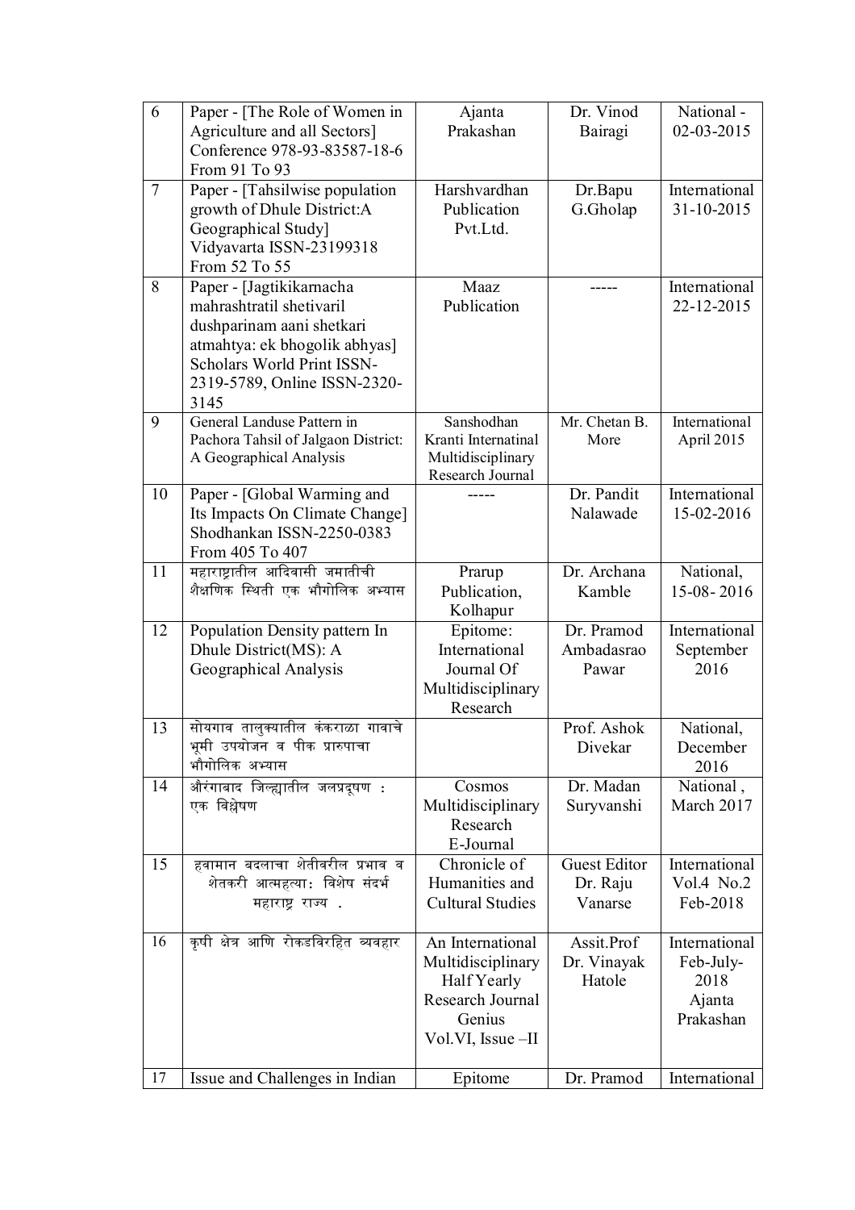| 6 | Paper - [The Role of Women in Agriculture and all Sectors] Conference 978-93-83587-18-6 From 91 To 93 | Ajanta Prakashan | Dr. Vinod Bairagi | National - 02-03-2015 |
|---|---|---|---|---|
| 7 | Paper - [Tahsilwise population growth of Dhule District:A Geographical Study] Vidyavarta ISSN-23199318 From 52 To 55 | Harshvardhan Publication Pvt.Ltd. | Dr.Bapu G.Gholap | International 31-10-2015 |
| 8 | Paper - [Jagtikikarnacha mahrashtratil shetivaril dushparinam aani shetkari atmahtya: ek bhogolik abhyas] Scholars World Print ISSN-2319-5789, Online ISSN-2320-3145 | Maaz Publication | ----- | International 22-12-2015 |
| 9 | General Landuse Pattern in Pachora Tahsil of Jalgaon District: A Geographical Analysis | Sanshodhan Kranti Internatinal Multidisciplinary Research Journal | Mr. Chetan B. More | International April 2015 |
| 10 | Paper - [Global Warming and Its Impacts On Climate Change] Shodhankan ISSN-2250-0383 From 405 To 407 | ----- | Dr. Pandit Nalawade | International 15-02-2016 |
| 11 | महाराष्ट्रातील आदिवासी जमातीची शैक्षणिक स्थिती एक भौगोलिक अभ्यास | Prarup Publication, Kolhapur | Dr. Archana Kamble | National, 15-08- 2016 |
| 12 | Population Density pattern In Dhule District(MS): A Geographical Analysis | Epitome: International Journal Of Multidisciplinary Research | Dr. Pramod Ambadasrao Pawar | International September 2016 |
| 13 | सोयगाव तालुक्यातील कंकराळा गावाचे भूमी उपयोजन व पीक प्रारुपाचा भौगोलिक अभ्यास | | Prof. Ashok Divekar | National, December 2016 |
| 14 | औरंगाबाद जिल्ह्यातील जलप्रदूषण : एक विश्लेषण | Cosmos Multidisciplinary Research E-Journal | Dr. Madan Suryvanshi | National , March 2017 |
| 15 | हवामान बदलाचा शेतीवरील प्रभाव व शेतकरी आत्महत्या: विशेष संदर्भ महाराष्ट्र राज्य . | Chronicle of Humanities and Cultural Studies | Guest Editor Dr. Raju Vanarse | International Vol.4 No.2 Feb-2018 |
| 16 | कृषी क्षेत्र आणि रोकडविरहित व्यवहार | An International Multidisciplinary Half Yearly Research Journal Genius Vol.VI, Issue –II | Assit.Prof Dr. Vinayak Hatole | International Feb-July-2018 Ajanta Prakashan |
| 17 | Issue and Challenges in Indian | Epitome | Dr. Pramod | International |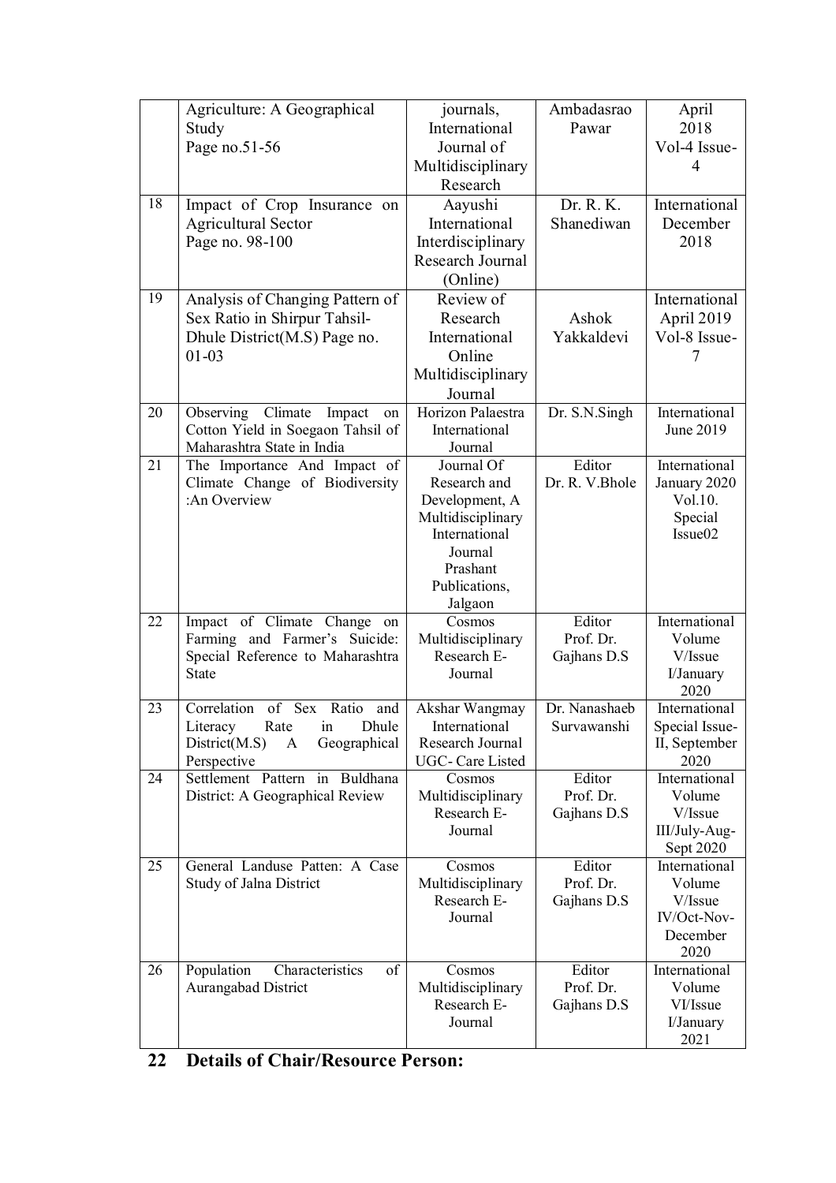|  | Agriculture: A Geographical Study Page no.51-56 | journals, International Journal of Multidisciplinary Research | Ambadasrao Pawar | April 2018 Vol-4 Issue-4 |
|---|---|---|---|---|
| 18 | Impact of Crop Insurance on Agricultural Sector Page no. 98-100 | Aayushi International Interdisciplinary Research Journal (Online) | Dr. R. K. Shanediwan | International December 2018 |
| 19 | Analysis of Changing Pattern of Sex Ratio in Shirpur Tahsil-Dhule District(M.S) Page no. 01-03 | Review of Research International Online Multidisciplinary Journal | Ashok Yakkaldevi | International April 2019 Vol-8 Issue-7 |
| 20 | Observing Climate Impact on Cotton Yield in Soegaon Tahsil of Maharashtra State in India | Horizon Palaestra International Journal | Dr. S.N.Singh | International June 2019 |
| 21 | The Importance And Impact of Climate Change of Biodiversity :An Overview | Journal Of Research and Development, A Multidisciplinary International Journal Prashant Publications, Jalgaon | Editor Dr. R. V.Bhole | International January 2020 Vol.10. Special Issue02 |
| 22 | Impact of Climate Change on Farming and Farmer's Suicide: Special Reference to Maharashtra State | Cosmos Multidisciplinary Research E-Journal | Editor Prof. Dr. Gajhans D.S | International Volume V/Issue I/January 2020 |
| 23 | Correlation of Sex Ratio and Literacy Rate in Dhule District(M.S) A Geographical Perspective | Akshar Wangmay International Research Journal UGC- Care Listed | Dr. Nanashaeb Survawanshi | International Special Issue-II, September 2020 |
| 24 | Settlement Pattern in Buldhana District: A Geographical Review | Cosmos Multidisciplinary Research E-Journal | Editor Prof. Dr. Gajhans D.S | International Volume V/Issue III/July-Aug-Sept 2020 |
| 25 | General Landuse Patten: A Case Study of Jalna District | Cosmos Multidisciplinary Research E-Journal | Editor Prof. Dr. Gajhans D.S | International Volume V/Issue IV/Oct-Nov-December 2020 |
| 26 | Population Characteristics of Aurangabad District | Cosmos Multidisciplinary Research E-Journal | Editor Prof. Dr. Gajhans D.S | International Volume VI/Issue I/January 2021 |

## 22 Details of Chair/Resource Person: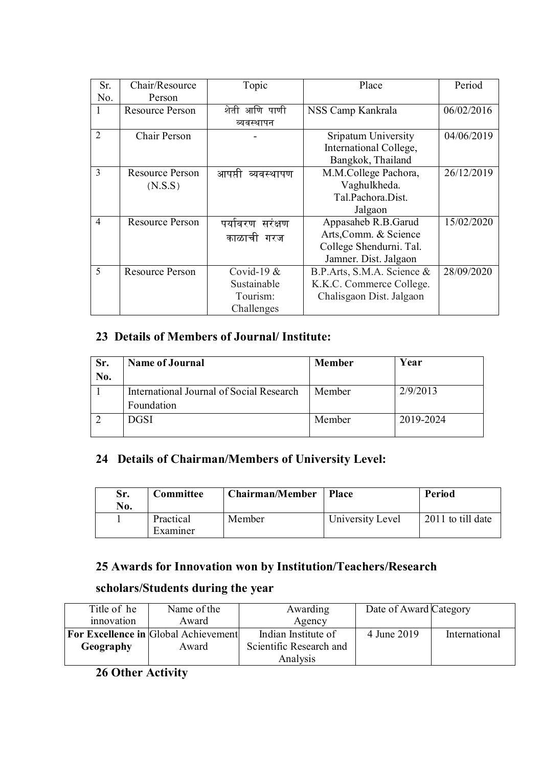| Sr. No. | Chair/Resource Person | Topic | Place | Period |
|---|---|---|---|---|
| 1 | Resource Person | शेती आणि पाणी व्यवस्थापन | NSS Camp Kankrala | 06/02/2016 |
| 2 | Chair Person | - | Sripatum University International College, Bangkok, Thailand | 04/06/2019 |
| 3 | Resource Person (N.S.S) | आपत्ती व्यवस्थापण | M.M.College Pachora, Vaghulkheda. Tal.Pachora.Dist. Jalgaon | 26/12/2019 |
| 4 | Resource Person | पर्यावरण संरक्षण काळाची गरज | Appasaheb R.B.Garud Arts,Comm. & Science College Shendurni. Tal. Jamner. Dist. Jalgaon | 15/02/2020 |
| 5 | Resource Person | Covid-19 & Sustainable Tourism: Challenges | B.P.Arts, S.M.A. Science & K.K.C. Commerce College. Chalisgaon Dist. Jalgaon | 28/09/2020 |

## 23 Details of Members of Journal/ Institute:

| Sr. No. | Name of Journal | Member | Year |
|---|---|---|---|
| 1 | International Journal of Social Research Foundation | Member | 2/9/2013 |
| 2 | DGSI | Member | 2019-2024 |

## 24 Details of Chairman/Members of University Level:

| Sr. No. | Committee | Chairman/Member | Place | Period |
|---|---|---|---|---|
| 1 | Practical Examiner | Member | University Level | 2011 to till date |

## 25 Awards for Innovation won by Institution/Teachers/Research scholars/Students during the year

| Title of he innovation | Name of the Award | Awarding Agency | Date of Award | Category |
|---|---|---|---|---|
| **For Excellence in Geography** | Global Achievement Award | Indian Institute of Scientific Research and Analysis | 4 June 2019 | International |

## 26 Other Activity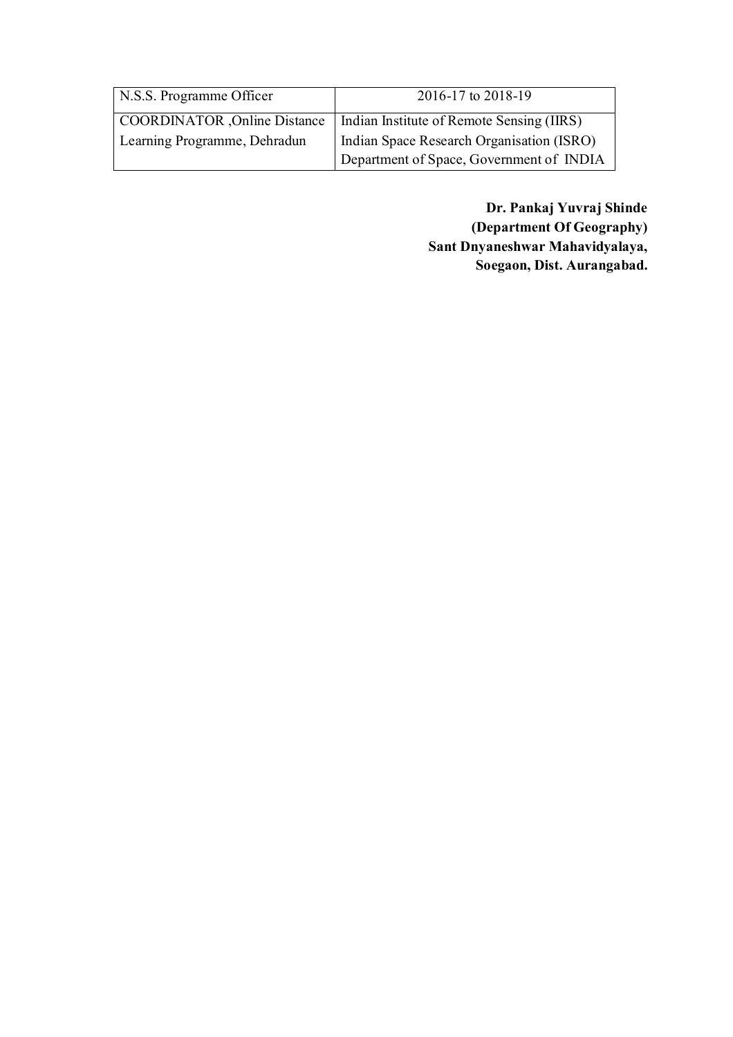| | |
|---|---|
| N.S.S. Programme Officer | 2016-17 to 2018-19 |
| COORDINATOR ,Online Distance Learning Programme, Dehradun | Indian Institute of Remote Sensing (IIRS) Indian Space Research Organisation (ISRO) Department of Space, Government of INDIA |

**Dr. Pankaj Yuvraj Shinde**
**(Department Of Geography)**
**Sant Dnyaneshwar Mahavidyalaya,**
**Soegaon, Dist. Aurangabad.**